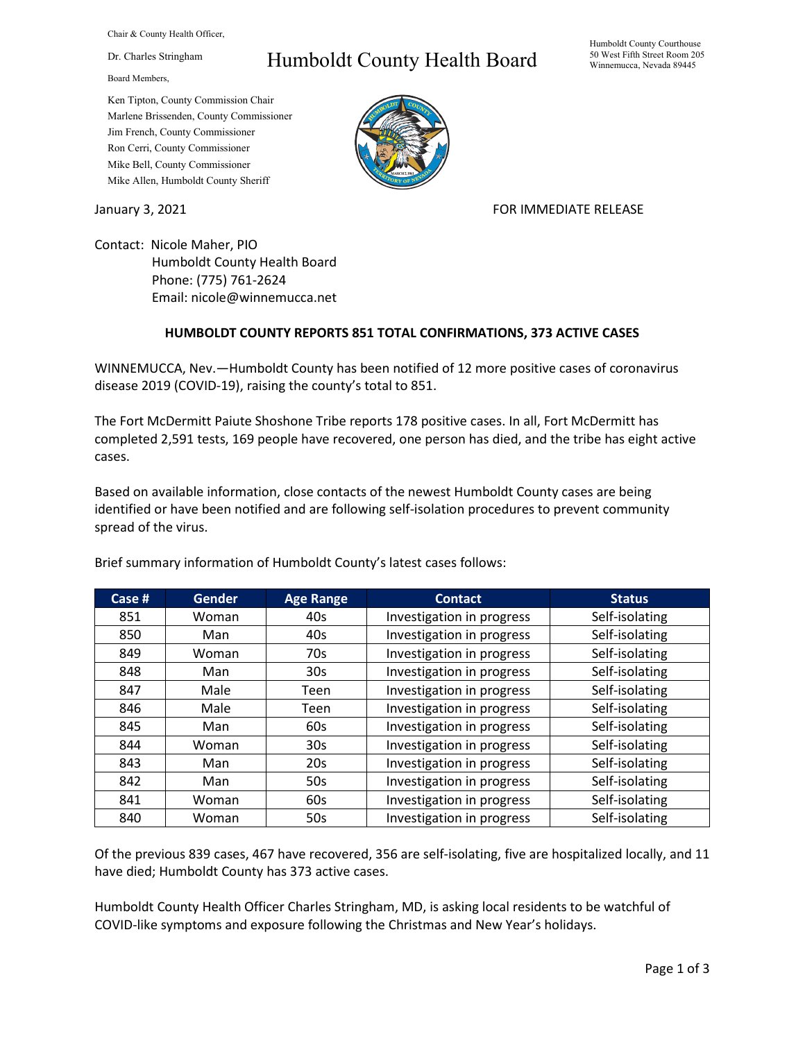Chair & County Health Officer,

Dr. Charles Stringham

Board Members,

Ken Tipton, County Commission Chair
Marlene Brissenden, County Commissioner
Jim French, County Commissioner
Ron Cerri, County Commissioner
Mike Bell, County Commissioner
Mike Allen, Humboldt County Sheriff

# Humboldt County Health Board

Humboldt County Courthouse
50 West Fifth Street Room 205
Winnemucca, Nevada 89445

January 3, 2021

FOR IMMEDIATE RELEASE

Contact: Nicole Maher, PIO
Humboldt County Health Board
Phone: (775) 761-2624
Email: nicole@winnemucca.net

**HUMBOLDT COUNTY REPORTS 851 TOTAL CONFIRMATIONS, 373 ACTIVE CASES**

WINNEMUCCA, Nev.—Humboldt County has been notified of 12 more positive cases of coronavirus disease 2019 (COVID-19), raising the county's total to 851.

The Fort McDermitt Paiute Shoshone Tribe reports 178 positive cases. In all, Fort McDermitt has completed 2,591 tests, 169 people have recovered, one person has died, and the tribe has eight active cases.

Based on available information, close contacts of the newest Humboldt County cases are being identified or have been notified and are following self-isolation procedures to prevent community spread of the virus.

Brief summary information of Humboldt County's latest cases follows:

| Case # | Gender | Age Range | Contact | Status |
|---|---|---|---|---|
| 851 | Woman | 40s | Investigation in progress | Self-isolating |
| 850 | Man | 40s | Investigation in progress | Self-isolating |
| 849 | Woman | 70s | Investigation in progress | Self-isolating |
| 848 | Man | 30s | Investigation in progress | Self-isolating |
| 847 | Male | Teen | Investigation in progress | Self-isolating |
| 846 | Male | Teen | Investigation in progress | Self-isolating |
| 845 | Man | 60s | Investigation in progress | Self-isolating |
| 844 | Woman | 30s | Investigation in progress | Self-isolating |
| 843 | Man | 20s | Investigation in progress | Self-isolating |
| 842 | Man | 50s | Investigation in progress | Self-isolating |
| 841 | Woman | 60s | Investigation in progress | Self-isolating |
| 840 | Woman | 50s | Investigation in progress | Self-isolating |

Of the previous 839 cases, 467 have recovered, 356 are self-isolating, five are hospitalized locally, and 11 have died; Humboldt County has 373 active cases.

Humboldt County Health Officer Charles Stringham, MD, is asking local residents to be watchful of COVID-like symptoms and exposure following the Christmas and New Year's holidays.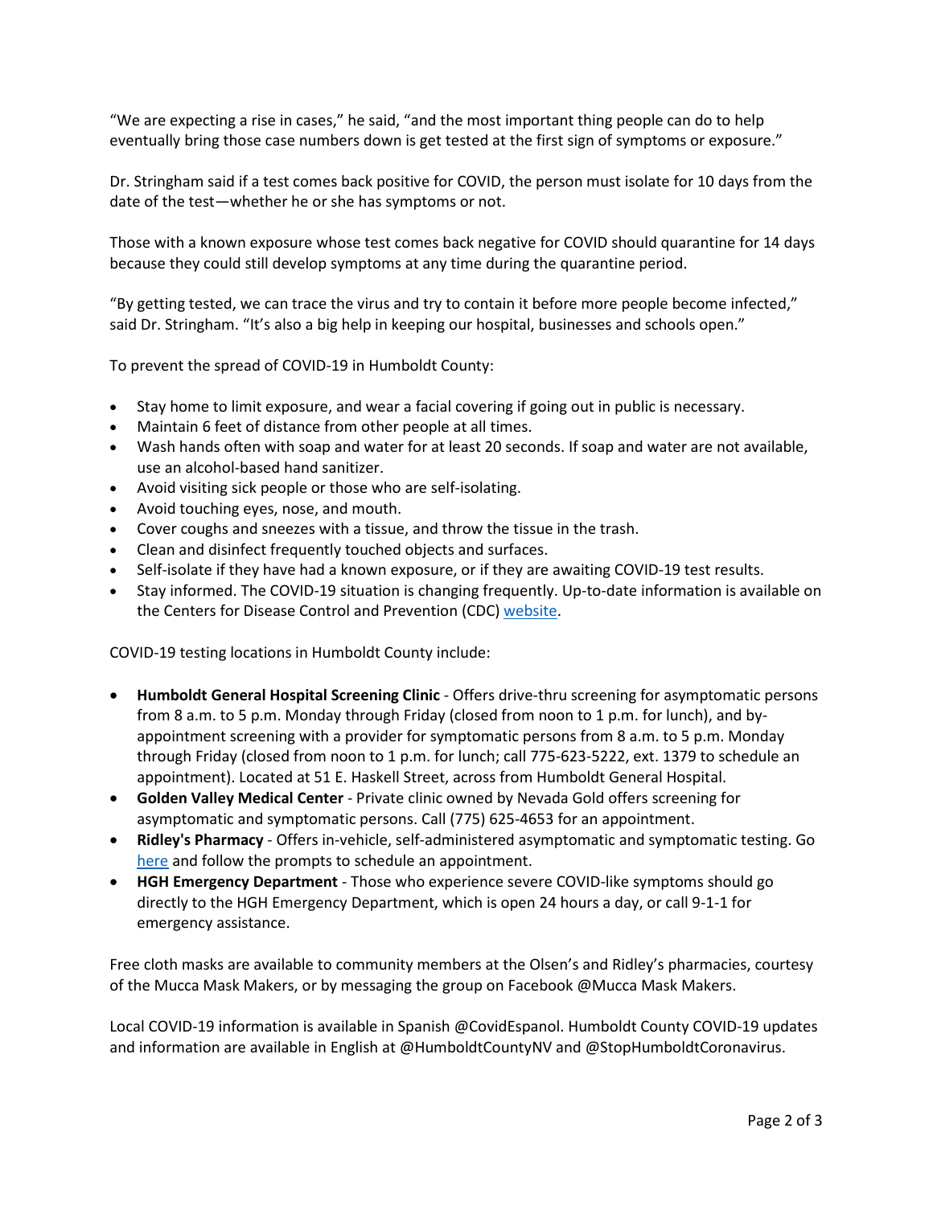"We are expecting a rise in cases," he said, "and the most important thing people can do to help eventually bring those case numbers down is get tested at the first sign of symptoms or exposure."

Dr. Stringham said if a test comes back positive for COVID, the person must isolate for 10 days from the date of the test—whether he or she has symptoms or not.

Those with a known exposure whose test comes back negative for COVID should quarantine for 14 days because they could still develop symptoms at any time during the quarantine period.

"By getting tested, we can trace the virus and try to contain it before more people become infected," said Dr. Stringham. "It's also a big help in keeping our hospital, businesses and schools open."

To prevent the spread of COVID-19 in Humboldt County:

- Stay home to limit exposure, and wear a facial covering if going out in public is necessary.
- Maintain 6 feet of distance from other people at all times.
- Wash hands often with soap and water for at least 20 seconds. If soap and water are not available, use an alcohol-based hand sanitizer.
- Avoid visiting sick people or those who are self-isolating.
- Avoid touching eyes, nose, and mouth.
- Cover coughs and sneezes with a tissue, and throw the tissue in the trash.
- Clean and disinfect frequently touched objects and surfaces.
- Self-isolate if they have had a known exposure, or if they are awaiting COVID-19 test results.
- Stay informed. The COVID-19 situation is changing frequently. Up-to-date information is available on the Centers for Disease Control and Prevention (CDC) website.

COVID-19 testing locations in Humboldt County include:

- **Humboldt General Hospital Screening Clinic** - Offers drive-thru screening for asymptomatic persons from 8 a.m. to 5 p.m. Monday through Friday (closed from noon to 1 p.m. for lunch), and by-appointment screening with a provider for symptomatic persons from 8 a.m. to 5 p.m. Monday through Friday (closed from noon to 1 p.m. for lunch; call 775-623-5222, ext. 1379 to schedule an appointment). Located at 51 E. Haskell Street, across from Humboldt General Hospital.
- **Golden Valley Medical Center** - Private clinic owned by Nevada Gold offers screening for asymptomatic and symptomatic persons. Call (775) 625-4653 for an appointment.
- **Ridley's Pharmacy** - Offers in-vehicle, self-administered asymptomatic and symptomatic testing. Go here and follow the prompts to schedule an appointment.
- **HGH Emergency Department** - Those who experience severe COVID-like symptoms should go directly to the HGH Emergency Department, which is open 24 hours a day, or call 9-1-1 for emergency assistance.

Free cloth masks are available to community members at the Olsen's and Ridley's pharmacies, courtesy of the Mucca Mask Makers, or by messaging the group on Facebook @Mucca Mask Makers.

Local COVID-19 information is available in Spanish @CovidEspanol. Humboldt County COVID-19 updates and information are available in English at @HumboldtCountyNV and @StopHumboldtCoronavirus.